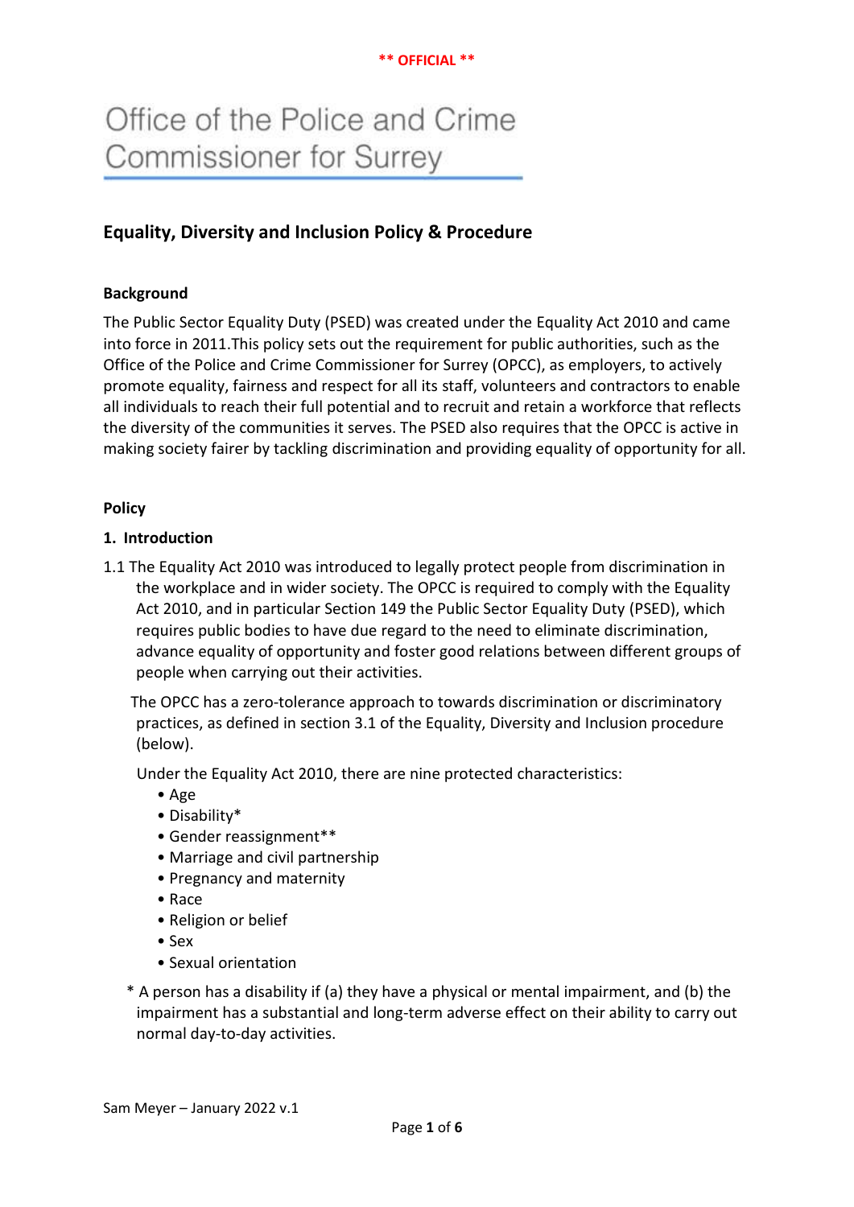** OFFICIAL **

# Office of the Police and Crime Commissioner for Surrey

## Equality, Diversity and Inclusion Policy & Procedure

### Background

The Public Sector Equality Duty (PSED) was created under the Equality Act 2010 and came into force in 2011.This policy sets out the requirement for public authorities, such as the Office of the Police and Crime Commissioner for Surrey (OPCC), as employers, to actively promote equality, fairness and respect for all its staff, volunteers and contractors to enable all individuals to reach their full potential and to recruit and retain a workforce that reflects the diversity of the communities it serves. The PSED also requires that the OPCC is active in making society fairer by tackling discrimination and providing equality of opportunity for all.

### Policy

#### 1. Introduction

1.1 The Equality Act 2010 was introduced to legally protect people from discrimination in the workplace and in wider society. The OPCC is required to comply with the Equality Act 2010, and in particular Section 149 the Public Sector Equality Duty (PSED), which requires public bodies to have due regard to the need to eliminate discrimination, advance equality of opportunity and foster good relations between different groups of people when carrying out their activities.

The OPCC has a zero-tolerance approach to towards discrimination or discriminatory practices, as defined in section 3.1 of the Equality, Diversity and Inclusion procedure (below).

Under the Equality Act 2010, there are nine protected characteristics:

- Age
- Disability*
- Gender reassignment**
- Marriage and civil partnership
- Pregnancy and maternity
- Race
- Religion or belief
- Sex
- Sexual orientation

\* A person has a disability if (a) they have a physical or mental impairment, and (b) the impairment has a substantial and long-term adverse effect on their ability to carry out normal day-to-day activities.

Sam Meyer – January 2022 v.1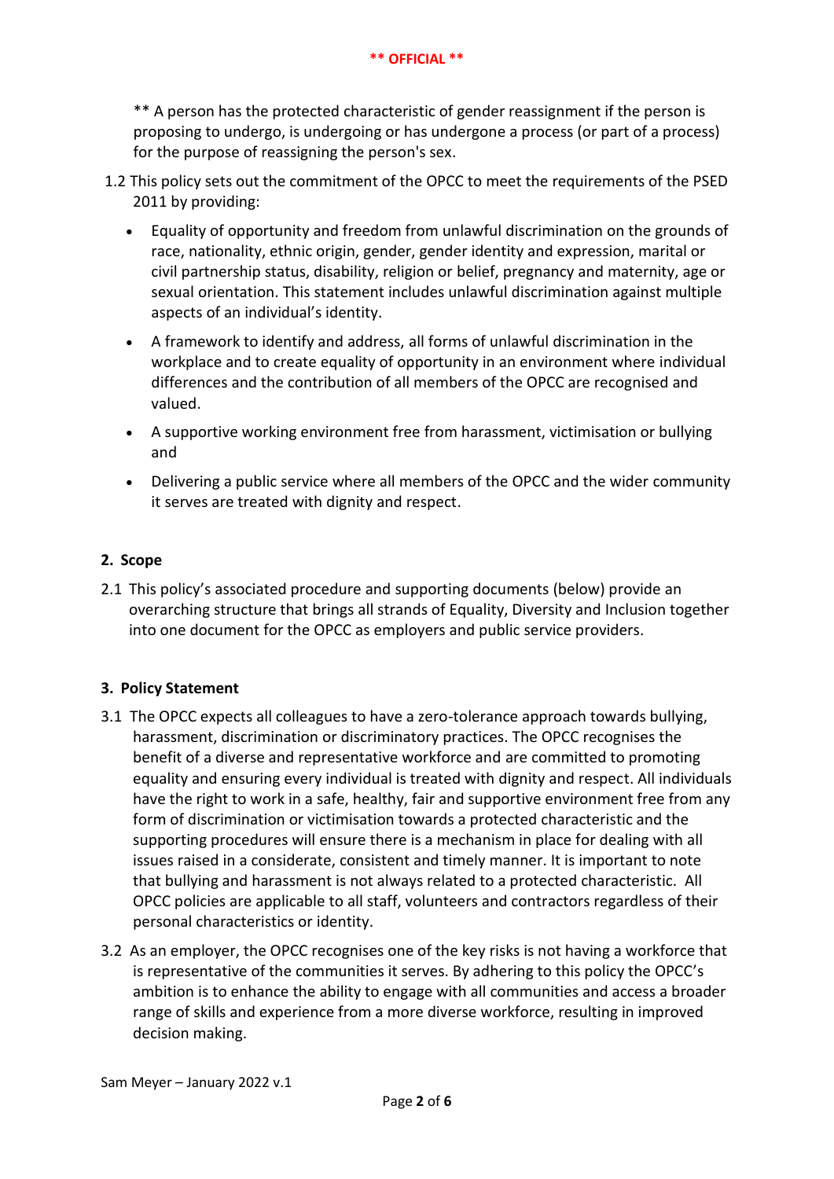** A person has the protected characteristic of gender reassignment if the person is proposing to undergo, is undergoing or has undergone a process (or part of a process) for the purpose of reassigning the person's sex.

1.2 This policy sets out the commitment of the OPCC to meet the requirements of the PSED 2011 by providing:

- Equality of opportunity and freedom from unlawful discrimination on the grounds of race, nationality, ethnic origin, gender, gender identity and expression, marital or civil partnership status, disability, religion or belief, pregnancy and maternity, age or sexual orientation. This statement includes unlawful discrimination against multiple aspects of an individual's identity.
- A framework to identify and address, all forms of unlawful discrimination in the workplace and to create equality of opportunity in an environment where individual differences and the contribution of all members of the OPCC are recognised and valued.
- A supportive working environment free from harassment, victimisation or bullying and
- Delivering a public service where all members of the OPCC and the wider community it serves are treated with dignity and respect.

## 2. Scope

2.1 This policy's associated procedure and supporting documents (below) provide an overarching structure that brings all strands of Equality, Diversity and Inclusion together into one document for the OPCC as employers and public service providers.

## 3. Policy Statement

3.1 The OPCC expects all colleagues to have a zero-tolerance approach towards bullying, harassment, discrimination or discriminatory practices. The OPCC recognises the benefit of a diverse and representative workforce and are committed to promoting equality and ensuring every individual is treated with dignity and respect. All individuals have the right to work in a safe, healthy, fair and supportive environment free from any form of discrimination or victimisation towards a protected characteristic and the supporting procedures will ensure there is a mechanism in place for dealing with all issues raised in a considerate, consistent and timely manner. It is important to note that bullying and harassment is not always related to a protected characteristic. All OPCC policies are applicable to all staff, volunteers and contractors regardless of their personal characteristics or identity.

3.2 As an employer, the OPCC recognises one of the key risks is not having a workforce that is representative of the communities it serves. By adhering to this policy the OPCC's ambition is to enhance the ability to engage with all communities and access a broader range of skills and experience from a more diverse workforce, resulting in improved decision making.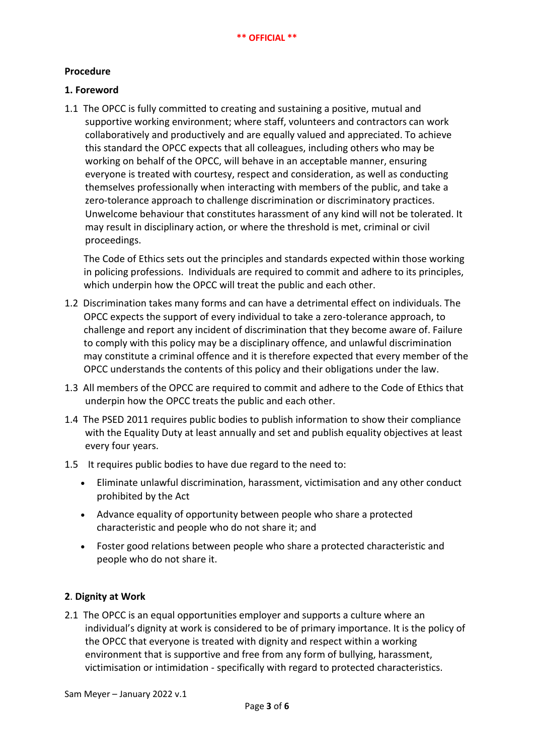**Procedure**

**1. Foreword**

1.1 The OPCC is fully committed to creating and sustaining a positive, mutual and supportive working environment; where staff, volunteers and contractors can work collaboratively and productively and are equally valued and appreciated. To achieve this standard the OPCC expects that all colleagues, including others who may be working on behalf of the OPCC, will behave in an acceptable manner, ensuring everyone is treated with courtesy, respect and consideration, as well as conducting themselves professionally when interacting with members of the public, and take a zero-tolerance approach to challenge discrimination or discriminatory practices. Unwelcome behaviour that constitutes harassment of any kind will not be tolerated. It may result in disciplinary action, or where the threshold is met, criminal or civil proceedings.

The Code of Ethics sets out the principles and standards expected within those working in policing professions. Individuals are required to commit and adhere to its principles, which underpin how the OPCC will treat the public and each other.

1.2 Discrimination takes many forms and can have a detrimental effect on individuals. The OPCC expects the support of every individual to take a zero-tolerance approach, to challenge and report any incident of discrimination that they become aware of. Failure to comply with this policy may be a disciplinary offence, and unlawful discrimination may constitute a criminal offence and it is therefore expected that every member of the OPCC understands the contents of this policy and their obligations under the law.

1.3 All members of the OPCC are required to commit and adhere to the Code of Ethics that underpin how the OPCC treats the public and each other.

1.4 The PSED 2011 requires public bodies to publish information to show their compliance with the Equality Duty at least annually and set and publish equality objectives at least every four years.

1.5 It requires public bodies to have due regard to the need to:

- Eliminate unlawful discrimination, harassment, victimisation and any other conduct prohibited by the Act
- Advance equality of opportunity between people who share a protected characteristic and people who do not share it; and
- Foster good relations between people who share a protected characteristic and people who do not share it.

**2. Dignity at Work**

2.1 The OPCC is an equal opportunities employer and supports a culture where an individual's dignity at work is considered to be of primary importance. It is the policy of the OPCC that everyone is treated with dignity and respect within a working environment that is supportive and free from any form of bullying, harassment, victimisation or intimidation - specifically with regard to protected characteristics.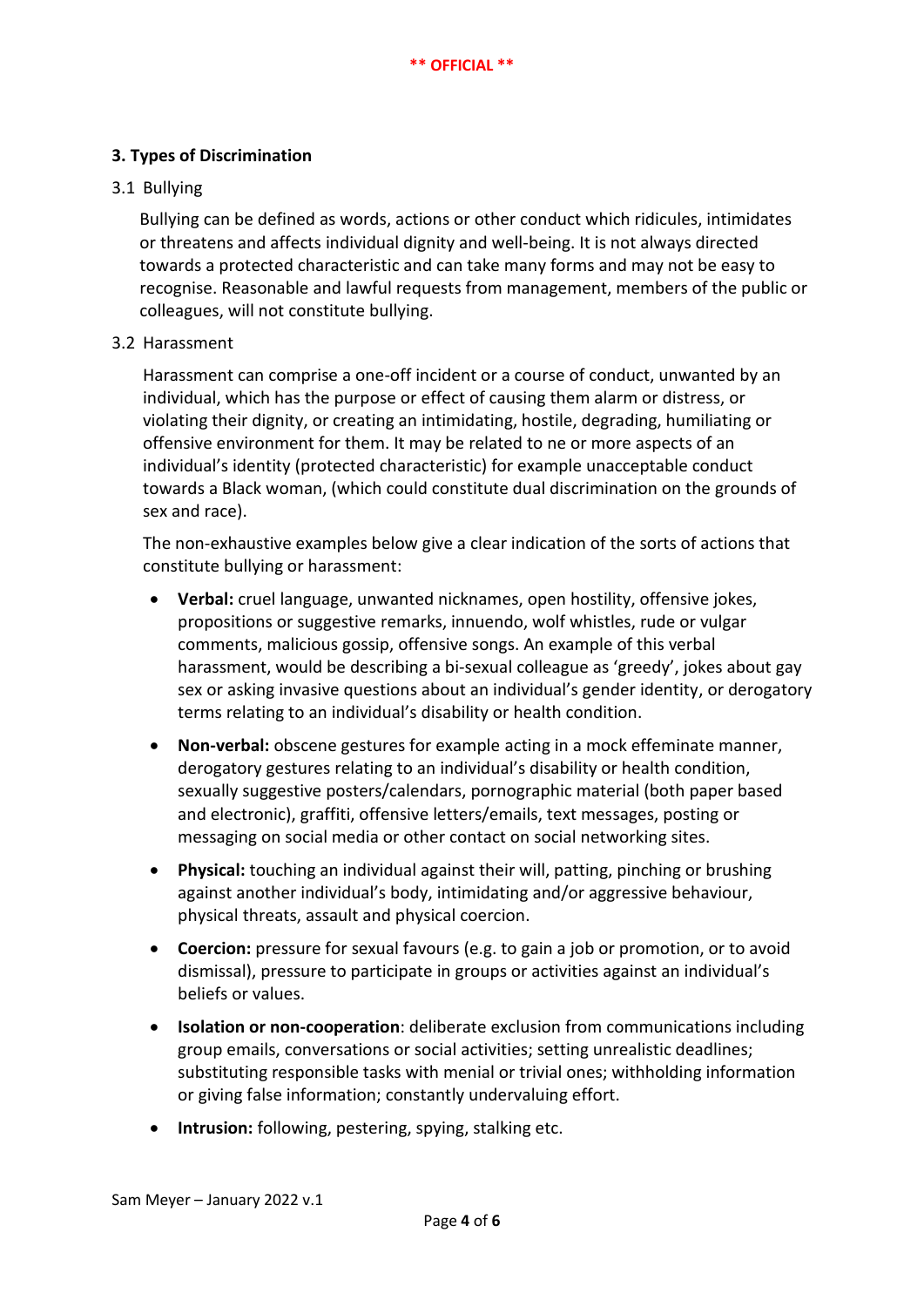### 3. Types of Discrimination

3.1 Bullying

Bullying can be defined as words, actions or other conduct which ridicules, intimidates or threatens and affects individual dignity and well-being. It is not always directed towards a protected characteristic and can take many forms and may not be easy to recognise. Reasonable and lawful requests from management, members of the public or colleagues, will not constitute bullying.

3.2 Harassment

Harassment can comprise a one-off incident or a course of conduct, unwanted by an individual, which has the purpose or effect of causing them alarm or distress, or violating their dignity, or creating an intimidating, hostile, degrading, humiliating or offensive environment for them. It may be related to ne or more aspects of an individual's identity (protected characteristic) for example unacceptable conduct towards a Black woman, (which could constitute dual discrimination on the grounds of sex and race).

The non-exhaustive examples below give a clear indication of the sorts of actions that constitute bullying or harassment:

- **Verbal:** cruel language, unwanted nicknames, open hostility, offensive jokes, propositions or suggestive remarks, innuendo, wolf whistles, rude or vulgar comments, malicious gossip, offensive songs. An example of this verbal harassment, would be describing a bi-sexual colleague as 'greedy', jokes about gay sex or asking invasive questions about an individual's gender identity, or derogatory terms relating to an individual's disability or health condition.
- **Non-verbal:** obscene gestures for example acting in a mock effeminate manner, derogatory gestures relating to an individual's disability or health condition, sexually suggestive posters/calendars, pornographic material (both paper based and electronic), graffiti, offensive letters/emails, text messages, posting or messaging on social media or other contact on social networking sites.
- **Physical:** touching an individual against their will, patting, pinching or brushing against another individual's body, intimidating and/or aggressive behaviour, physical threats, assault and physical coercion.
- **Coercion:** pressure for sexual favours (e.g. to gain a job or promotion, or to avoid dismissal), pressure to participate in groups or activities against an individual's beliefs or values.
- **Isolation or non-cooperation**: deliberate exclusion from communications including group emails, conversations or social activities; setting unrealistic deadlines; substituting responsible tasks with menial or trivial ones; withholding information or giving false information; constantly undervaluing effort.
- **Intrusion:** following, pestering, spying, stalking etc.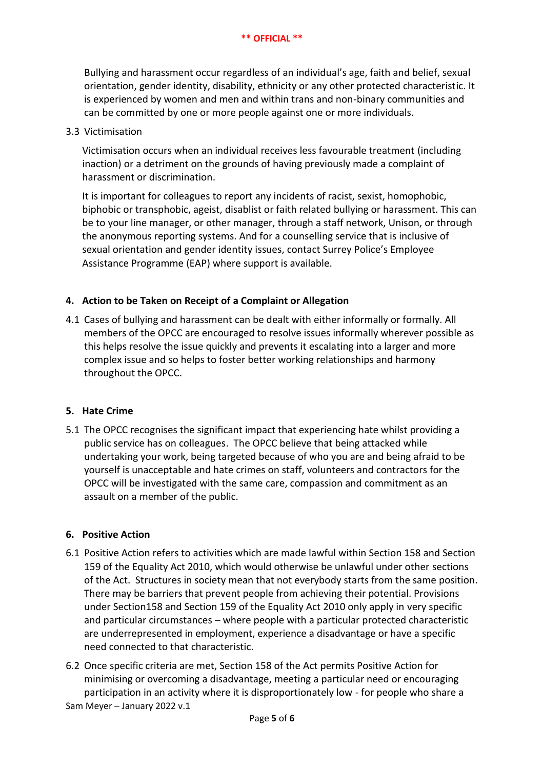Bullying and harassment occur regardless of an individual's age, faith and belief, sexual orientation, gender identity, disability, ethnicity or any other protected characteristic. It is experienced by women and men and within trans and non-binary communities and can be committed by one or more people against one or more individuals.

3.3 Victimisation

Victimisation occurs when an individual receives less favourable treatment (including inaction) or a detriment on the grounds of having previously made a complaint of harassment or discrimination.

It is important for colleagues to report any incidents of racist, sexist, homophobic, biphobic or transphobic, ageist, disablist or faith related bullying or harassment. This can be to your line manager, or other manager, through a staff network, Unison, or through the anonymous reporting systems. And for a counselling service that is inclusive of sexual orientation and gender identity issues, contact Surrey Police's Employee Assistance Programme (EAP) where support is available.

## 4. Action to be Taken on Receipt of a Complaint or Allegation

4.1 Cases of bullying and harassment can be dealt with either informally or formally. All members of the OPCC are encouraged to resolve issues informally wherever possible as this helps resolve the issue quickly and prevents it escalating into a larger and more complex issue and so helps to foster better working relationships and harmony throughout the OPCC.

## 5. Hate Crime

5.1 The OPCC recognises the significant impact that experiencing hate whilst providing a public service has on colleagues. The OPCC believe that being attacked while undertaking your work, being targeted because of who you are and being afraid to be yourself is unacceptable and hate crimes on staff, volunteers and contractors for the OPCC will be investigated with the same care, compassion and commitment as an assault on a member of the public.

## 6. Positive Action

6.1 Positive Action refers to activities which are made lawful within Section 158 and Section 159 of the Equality Act 2010, which would otherwise be unlawful under other sections of the Act. Structures in society mean that not everybody starts from the same position. There may be barriers that prevent people from achieving their potential. Provisions under Section158 and Section 159 of the Equality Act 2010 only apply in very specific and particular circumstances – where people with a particular protected characteristic are underrepresented in employment, experience a disadvantage or have a specific need connected to that characteristic.

6.2 Once specific criteria are met, Section 158 of the Act permits Positive Action for minimising or overcoming a disadvantage, meeting a particular need or encouraging participation in an activity where it is disproportionately low - for people who share a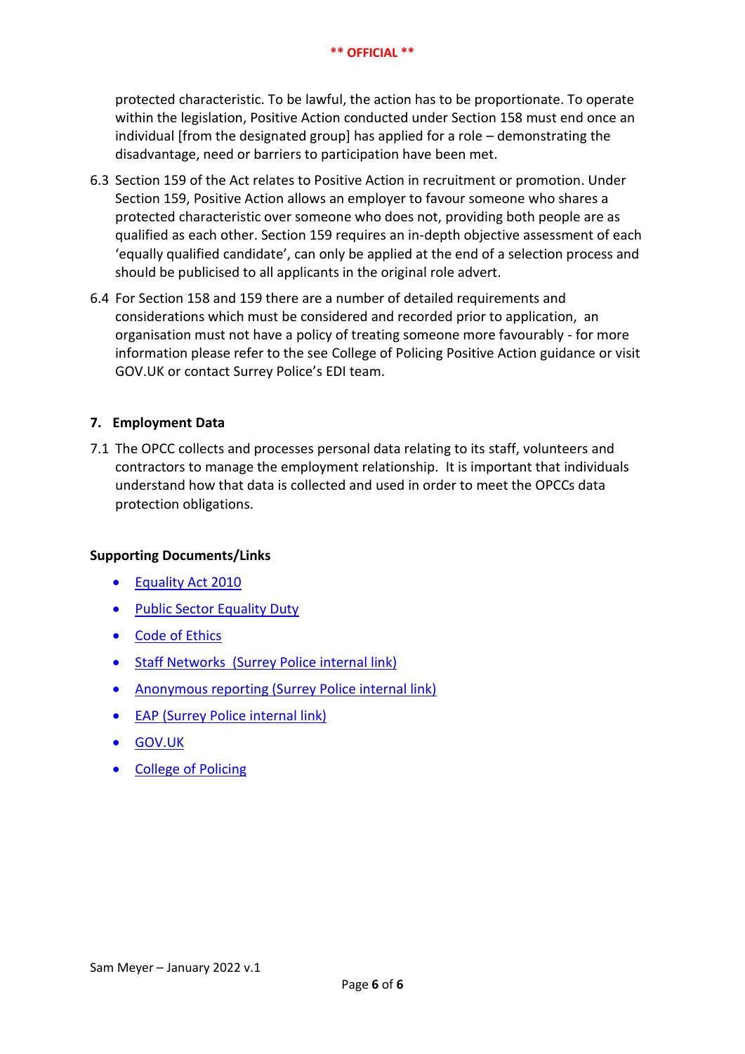protected characteristic. To be lawful, the action has to be proportionate. To operate within the legislation, Positive Action conducted under Section 158 must end once an individual [from the designated group] has applied for a role – demonstrating the disadvantage, need or barriers to participation have been met.

6.3 Section 159 of the Act relates to Positive Action in recruitment or promotion. Under Section 159, Positive Action allows an employer to favour someone who shares a protected characteristic over someone who does not, providing both people are as qualified as each other. Section 159 requires an in-depth objective assessment of each 'equally qualified candidate', can only be applied at the end of a selection process and should be publicised to all applicants in the original role advert.

6.4 For Section 158 and 159 there are a number of detailed requirements and considerations which must be considered and recorded prior to application, an organisation must not have a policy of treating someone more favourably - for more information please refer to the see College of Policing Positive Action guidance or visit GOV.UK or contact Surrey Police's EDI team.

## 7. Employment Data

7.1 The OPCC collects and processes personal data relating to its staff, volunteers and contractors to manage the employment relationship. It is important that individuals understand how that data is collected and used in order to meet the OPCCs data protection obligations.

**Supporting Documents/Links**

- Equality Act 2010
- Public Sector Equality Duty
- Code of Ethics
- Staff Networks (Surrey Police internal link)
- Anonymous reporting (Surrey Police internal link)
- EAP (Surrey Police internal link)
- GOV.UK
- College of Policing

Sam Meyer – January 2022 v.1